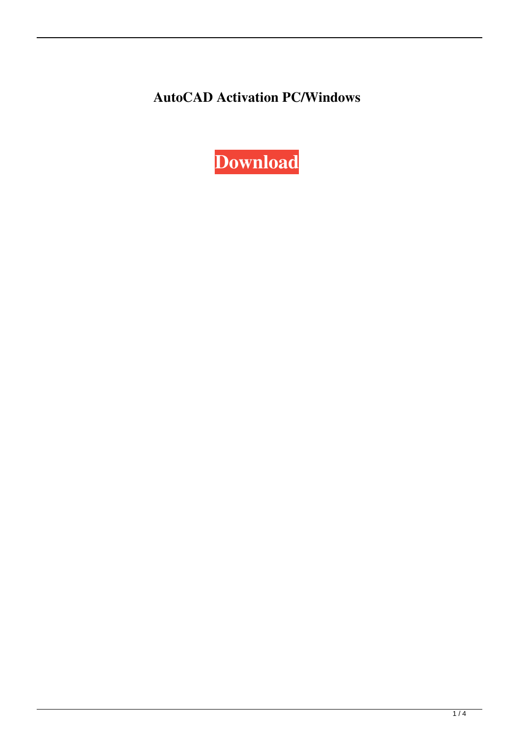**AutoCAD Activation PC/Windows**

**Download**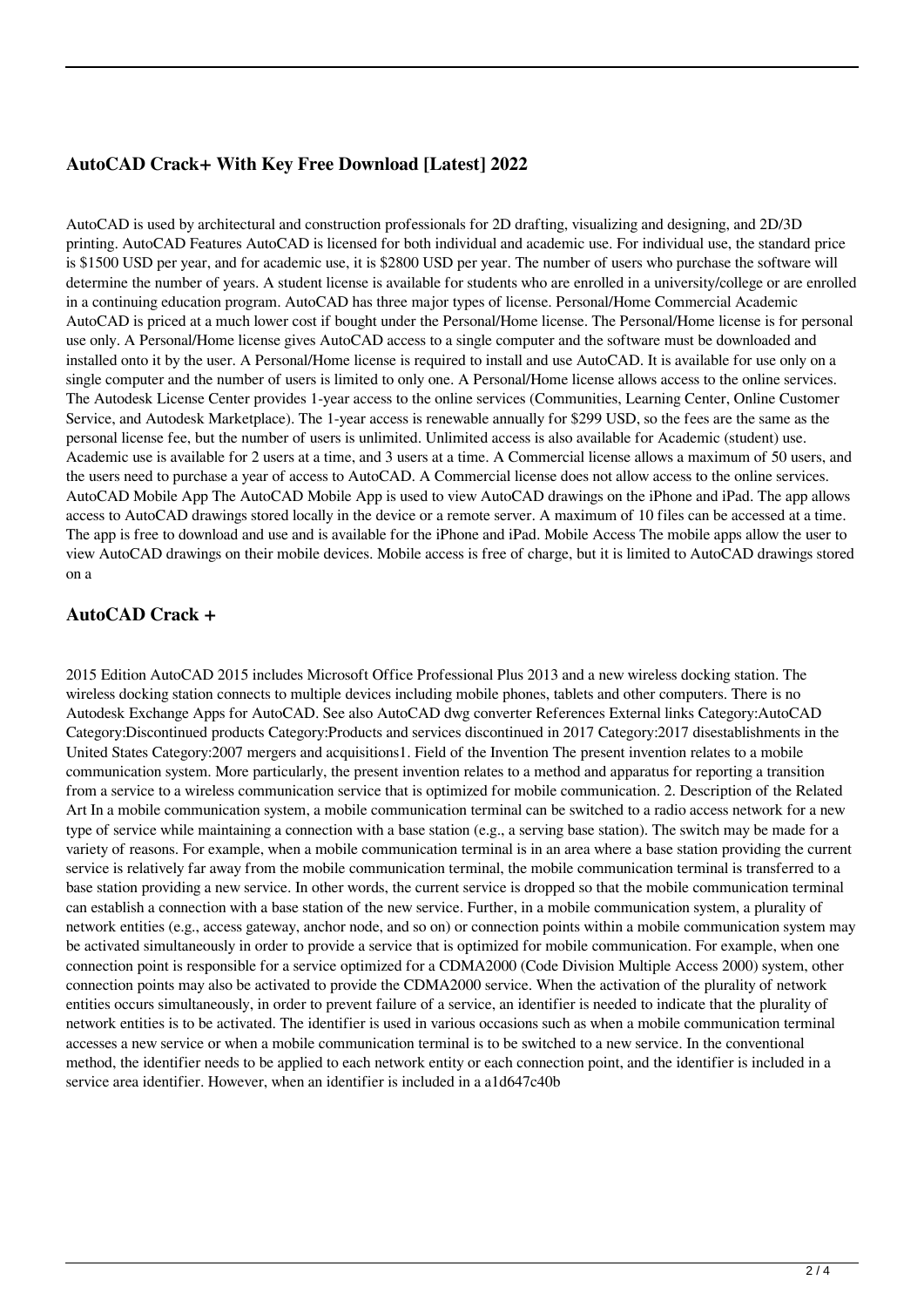## AutoCAD Crack+ With Key Free Download [Latest] 2022

AutoCAD is used by architectural and construction professionals for 2D drafting, visualizing and designing, and 2D/3D printing. AutoCAD Features AutoCAD is licensed for both individual and academic use. For individual use, the standard price is $1500 USD per year, and for academic use, it is $2800 USD per year. The number of users who purchase the software will determine the number of years. A student license is available for students who are enrolled in a university/college or are enrolled in a continuing education program. AutoCAD has three major types of license. Personal/Home Commercial Academic AutoCAD is priced at a much lower cost if bought under the Personal/Home license. The Personal/Home license is for personal use only. A Personal/Home license gives AutoCAD access to a single computer and the software must be downloaded and installed onto it by the user. A Personal/Home license is required to install and use AutoCAD. It is available for use only on a single computer and the number of users is limited to only one. A Personal/Home license allows access to the online services. The Autodesk License Center provides 1-year access to the online services (Communities, Learning Center, Online Customer Service, and Autodesk Marketplace). The 1-year access is renewable annually for $299 USD, so the fees are the same as the personal license fee, but the number of users is unlimited. Unlimited access is also available for Academic (student) use. Academic use is available for 2 users at a time, and 3 users at a time. A Commercial license allows a maximum of 50 users, and the users need to purchase a year of access to AutoCAD. A Commercial license does not allow access to the online services. AutoCAD Mobile App The AutoCAD Mobile App is used to view AutoCAD drawings on the iPhone and iPad. The app allows access to AutoCAD drawings stored locally in the device or a remote server. A maximum of 10 files can be accessed at a time. The app is free to download and use and is available for the iPhone and iPad. Mobile Access The mobile apps allow the user to view AutoCAD drawings on their mobile devices. Mobile access is free of charge, but it is limited to AutoCAD drawings stored on a

## AutoCAD Crack +

2015 Edition AutoCAD 2015 includes Microsoft Office Professional Plus 2013 and a new wireless docking station. The wireless docking station connects to multiple devices including mobile phones, tablets and other computers. There is no Autodesk Exchange Apps for AutoCAD. See also AutoCAD dwg converter References External links Category:AutoCAD Category:Discontinued products Category:Products and services discontinued in 2017 Category:2017 disestablishments in the United States Category:2007 mergers and acquisitions1. Field of the Invention The present invention relates to a mobile communication system. More particularly, the present invention relates to a method and apparatus for reporting a transition from a service to a wireless communication service that is optimized for mobile communication. 2. Description of the Related Art In a mobile communication system, a mobile communication terminal can be switched to a radio access network for a new type of service while maintaining a connection with a base station (e.g., a serving base station). The switch may be made for a variety of reasons. For example, when a mobile communication terminal is in an area where a base station providing the current service is relatively far away from the mobile communication terminal, the mobile communication terminal is transferred to a base station providing a new service. In other words, the current service is dropped so that the mobile communication terminal can establish a connection with a base station of the new service. Further, in a mobile communication system, a plurality of network entities (e.g., access gateway, anchor node, and so on) or connection points within a mobile communication system may be activated simultaneously in order to provide a service that is optimized for mobile communication. For example, when one connection point is responsible for a service optimized for a CDMA2000 (Code Division Multiple Access 2000) system, other connection points may also be activated to provide the CDMA2000 service. When the activation of the plurality of network entities occurs simultaneously, in order to prevent failure of a service, an identifier is needed to indicate that the plurality of network entities is to be activated. The identifier is used in various occasions such as when a mobile communication terminal accesses a new service or when a mobile communication terminal is to be switched to a new service. In the conventional method, the identifier needs to be applied to each network entity or each connection point, and the identifier is included in a service area identifier. However, when an identifier is included in a a1d647c40b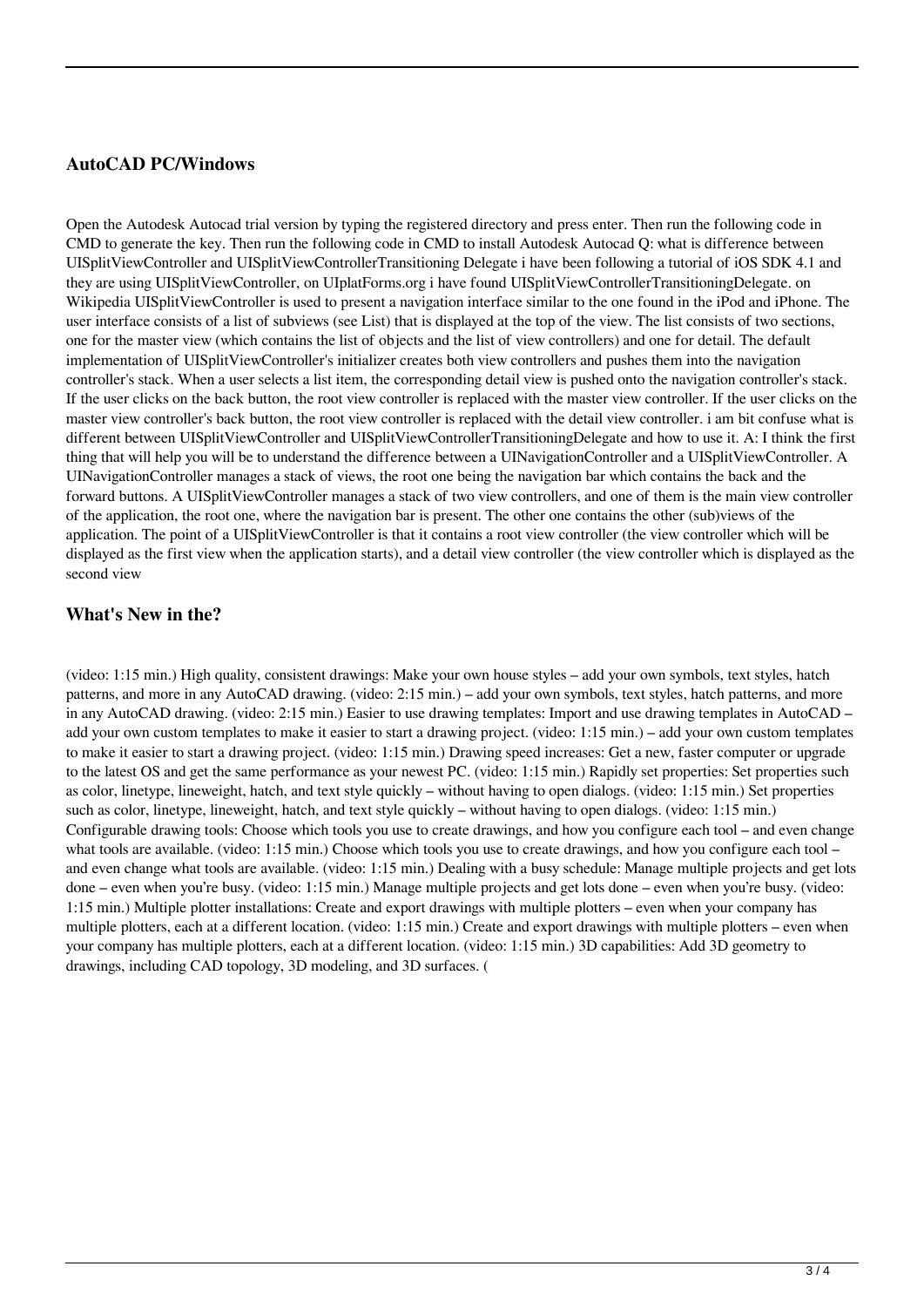### AutoCAD PC/Windows

Open the Autodesk Autocad trial version by typing the registered directory and press enter. Then run the following code in CMD to generate the key. Then run the following code in CMD to install Autodesk Autocad Q: what is difference between UISplitViewController and UISplitViewControllerTransitioning Delegate i have been following a tutorial of iOS SDK 4.1 and they are using UISplitViewController, on UIplatForms.org i have found UISplitViewControllerTransitioningDelegate. on Wikipedia UISplitViewController is used to present a navigation interface similar to the one found in the iPod and iPhone. The user interface consists of a list of subviews (see List) that is displayed at the top of the view. The list consists of two sections, one for the master view (which contains the list of objects and the list of view controllers) and one for detail. The default implementation of UISplitViewController's initializer creates both view controllers and pushes them into the navigation controller's stack. When a user selects a list item, the corresponding detail view is pushed onto the navigation controller's stack. If the user clicks on the back button, the root view controller is replaced with the master view controller. If the user clicks on the master view controller's back button, the root view controller is replaced with the detail view controller. i am bit confuse what is different between UISplitViewController and UISplitViewControllerTransitioningDelegate and how to use it. A: I think the first thing that will help you will be to understand the difference between a UINavigationController and a UISplitViewController. A UINavigationController manages a stack of views, the root one being the navigation bar which contains the back and the forward buttons. A UISplitViewController manages a stack of two view controllers, and one of them is the main view controller of the application, the root one, where the navigation bar is present. The other one contains the other (sub)views of the application. The point of a UISplitViewController is that it contains a root view controller (the view controller which will be displayed as the first view when the application starts), and a detail view controller (the view controller which is displayed as the second view

### What's New in the?

(video: 1:15 min.) High quality, consistent drawings: Make your own house styles – add your own symbols, text styles, hatch patterns, and more in any AutoCAD drawing. (video: 2:15 min.) – add your own symbols, text styles, hatch patterns, and more in any AutoCAD drawing. (video: 2:15 min.) Easier to use drawing templates: Import and use drawing templates in AutoCAD – add your own custom templates to make it easier to start a drawing project. (video: 1:15 min.) – add your own custom templates to make it easier to start a drawing project. (video: 1:15 min.) Drawing speed increases: Get a new, faster computer or upgrade to the latest OS and get the same performance as your newest PC. (video: 1:15 min.) Rapidly set properties: Set properties such as color, linetype, lineweight, hatch, and text style quickly – without having to open dialogs. (video: 1:15 min.) Set properties such as color, linetype, lineweight, hatch, and text style quickly – without having to open dialogs. (video: 1:15 min.) Configurable drawing tools: Choose which tools you use to create drawings, and how you configure each tool – and even change what tools are available. (video: 1:15 min.) Choose which tools you use to create drawings, and how you configure each tool – and even change what tools are available. (video: 1:15 min.) Dealing with a busy schedule: Manage multiple projects and get lots done – even when you're busy. (video: 1:15 min.) Manage multiple projects and get lots done – even when you're busy. (video: 1:15 min.) Multiple plotter installations: Create and export drawings with multiple plotters – even when your company has multiple plotters, each at a different location. (video: 1:15 min.) Create and export drawings with multiple plotters – even when your company has multiple plotters, each at a different location. (video: 1:15 min.) 3D capabilities: Add 3D geometry to drawings, including CAD topology, 3D modeling, and 3D surfaces. (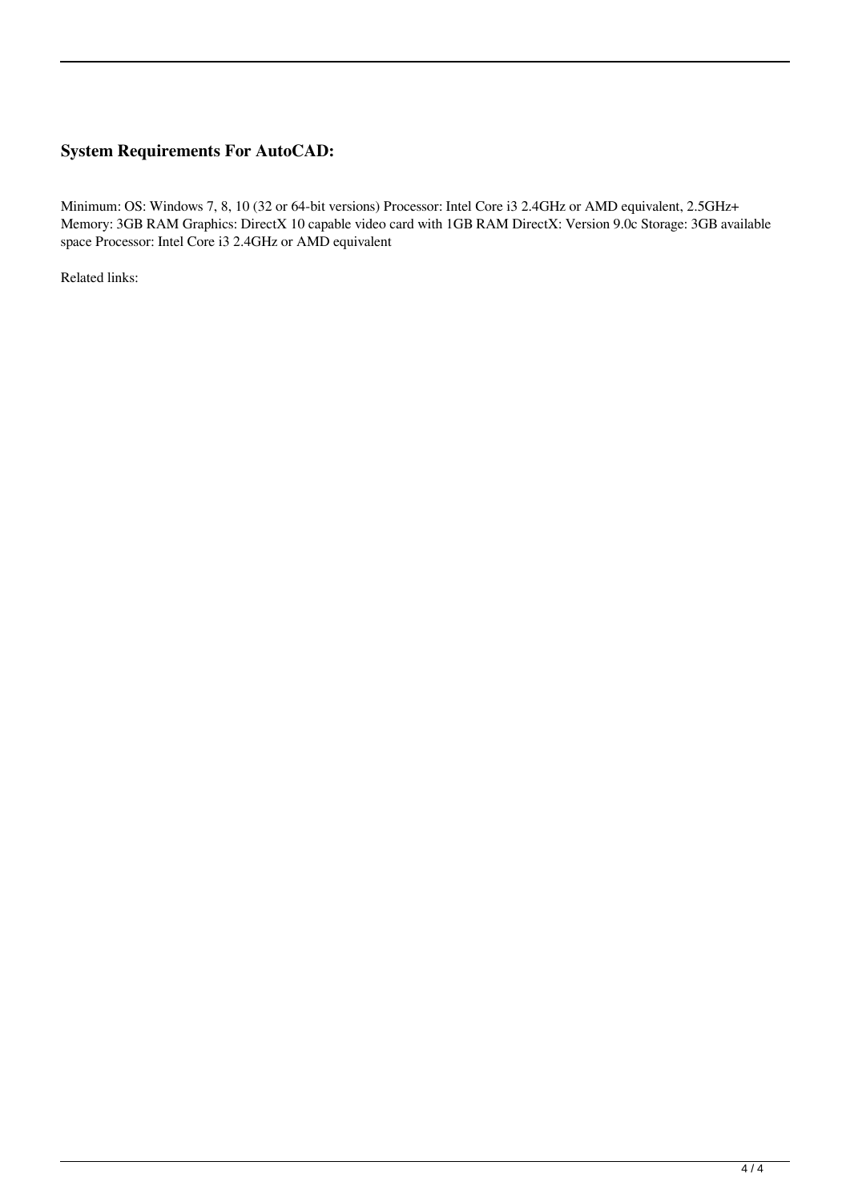### System Requirements For AutoCAD:

Minimum: OS: Windows 7, 8, 10 (32 or 64-bit versions) Processor: Intel Core i3 2.4GHz or AMD equivalent, 2.5GHz+ Memory: 3GB RAM Graphics: DirectX 10 capable video card with 1GB RAM DirectX: Version 9.0c Storage: 3GB available space Processor: Intel Core i3 2.4GHz or AMD equivalent

Related links: